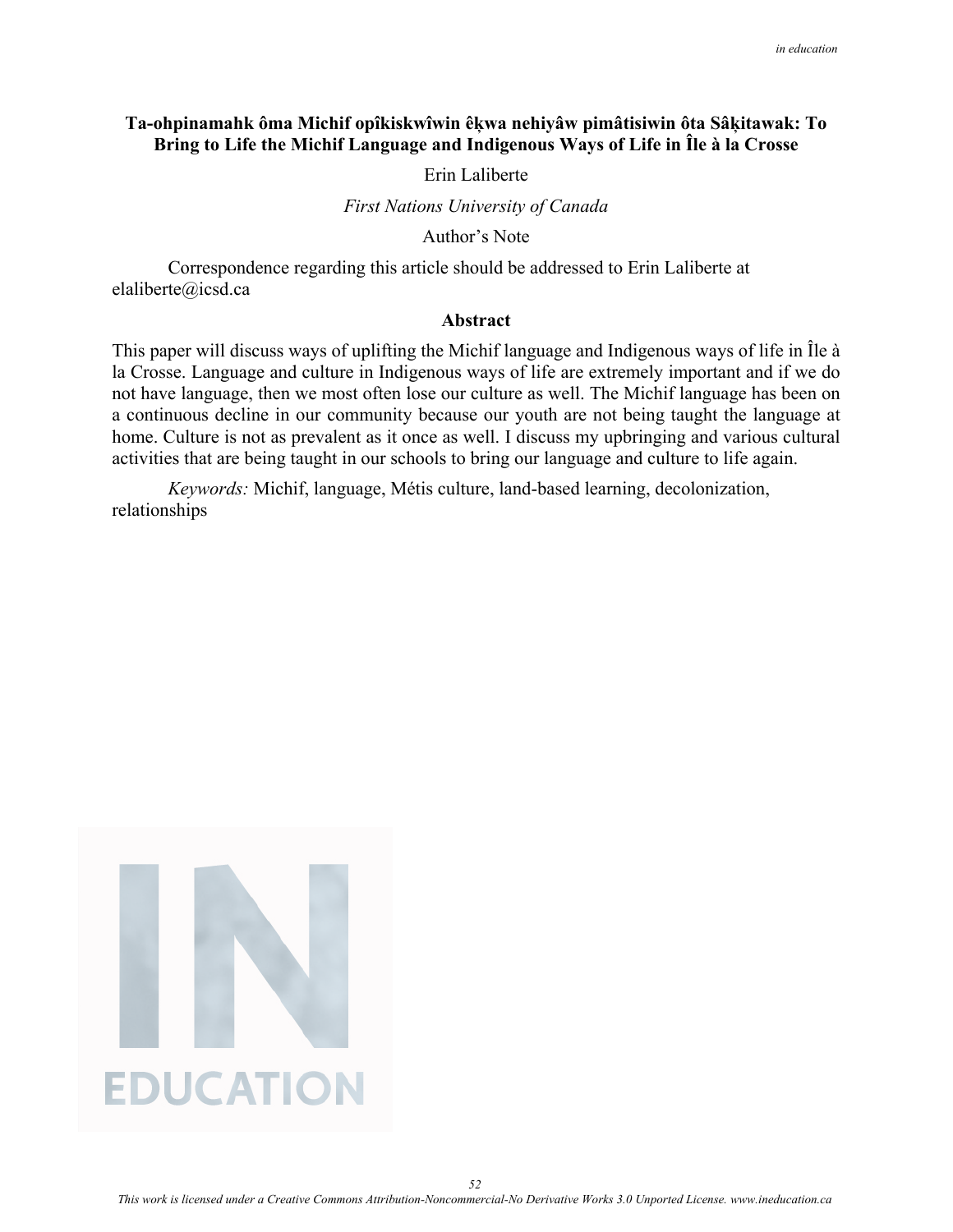# Ta-ohpinamahk ôma Michif opîkiskwîwin êķwa nehiyâw pimâtisiwin ôta Sâķitawak: To Bring to Life the Michif Language and Indigenous Ways of Life in Île à la Crosse

Erin Laliberte

*First Nations University of Canada*

Author's Note

Correspondence regarding this article should be addressed to Erin Laliberte at elaliberte@icsd.ca

## Abstract

This paper will discuss ways of uplifting the Michif language and Indigenous ways of life in Île à la Crosse. Language and culture in Indigenous ways of life are extremely important and if we do not have language, then we most often lose our culture as well. The Michif language has been on a continuous decline in our community because our youth are not being taught the language at home. Culture is not as prevalent as it once as well. I discuss my upbringing and various cultural activities that are being taught in our schools to bring our language and culture to life again.

*Keywords:* Michif, language, Métis culture, land-based learning, decolonization, relationships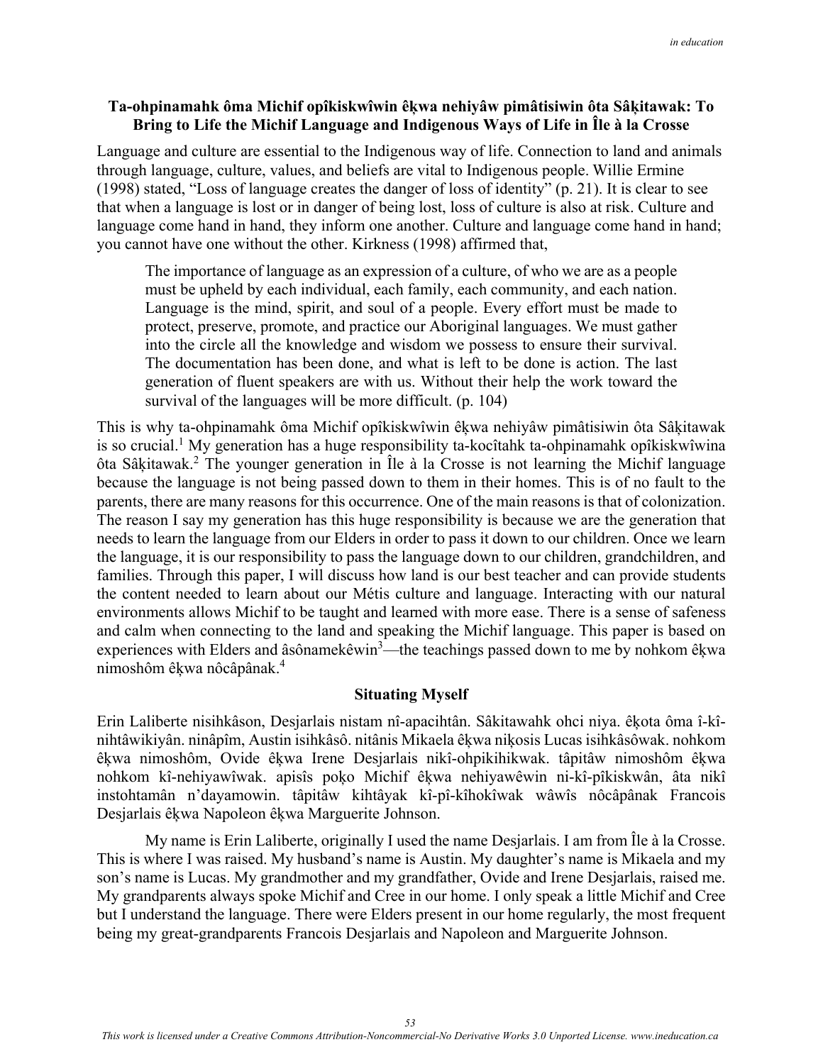## Ta-ohpinamahk ôma Michif opîkiskwîwin êḳwa nehiyâw pimâtisiwin ôta Sâḳitawak: To Bring to Life the Michif Language and Indigenous Ways of Life in Île à la Crosse

Language and culture are essential to the Indigenous way of life. Connection to land and animals through language, culture, values, and beliefs are vital to Indigenous people. Willie Ermine (1998) stated, "Loss of language creates the danger of loss of identity" (p. 21). It is clear to see that when a language is lost or in danger of being lost, loss of culture is also at risk. Culture and language come hand in hand, they inform one another. Culture and language come hand in hand; you cannot have one without the other. Kirkness (1998) affirmed that,

> The importance of language as an expression of a culture, of who we are as a people must be upheld by each individual, each family, each community, and each nation. Language is the mind, spirit, and soul of a people. Every effort must be made to protect, preserve, promote, and practice our Aboriginal languages. We must gather into the circle all the knowledge and wisdom we possess to ensure their survival. The documentation has been done, and what is left to be done is action. The last generation of fluent speakers are with us. Without their help the work toward the survival of the languages will be more difficult. (p. 104)

This is why ta-ohpinamahk ôma Michif opîkiskwîwin êḳwa nehiyâw pimâtisiwin ôta Sâḳitawak is so crucial.[1] My generation has a huge responsibility ta-kocîtahk ta-ohpinamahk opîkiskwîwina ôta Sâḳitawak.[2] The younger generation in Île à la Crosse is not learning the Michif language because the language is not being passed down to them in their homes. This is of no fault to the parents, there are many reasons for this occurrence. One of the main reasons is that of colonization. The reason I say my generation has this huge responsibility is because we are the generation that needs to learn the language from our Elders in order to pass it down to our children. Once we learn the language, it is our responsibility to pass the language down to our children, grandchildren, and families. Through this paper, I will discuss how land is our best teacher and can provide students the content needed to learn about our Métis culture and language. Interacting with our natural environments allows Michif to be taught and learned with more ease. There is a sense of safeness and calm when connecting to the land and speaking the Michif language. This paper is based on experiences with Elders and âsônamekêwin[3]—the teachings passed down to me by nohkom êḳwa nimoshôm êḳwa nôcâpânak.[4]

### Situating Myself

Erin Laliberte nisihkâson, Desjarlais nistam nî-apacihtân. Sâkitawahk ohci niya. êḳota ôma î-kî-nihtâwikiyân. ninâpîm, Austin isihkâsô. nitânis Mikaela êḳwa niḳosis Lucas isihkâsôwak. nohkom êḳwa nimoshôm, Ovide êḳwa Irene Desjarlais nikî-ohpikihikwak. tâpitâw nimoshôm êḳwa nohkom kî-nehiyawîwak. apisîs poḳo Michif êḳwa nehiyawêwin ni-kî-pîkiskwân, âta nikî instohtamân n'dayamowin. tâpitâw kihtâyak kî-pî-kîhokîwak wâwîs nôcâpânak Francois Desjarlais êḳwa Napoleon êḳwa Marguerite Johnson.

My name is Erin Laliberte, originally I used the name Desjarlais. I am from Île à la Crosse. This is where I was raised. My husband's name is Austin. My daughter's name is Mikaela and my son's name is Lucas. My grandmother and my grandfather, Ovide and Irene Desjarlais, raised me. My grandparents always spoke Michif and Cree in our home. I only speak a little Michif and Cree but I understand the language. There were Elders present in our home regularly, the most frequent being my great-grandparents Francois Desjarlais and Napoleon and Marguerite Johnson.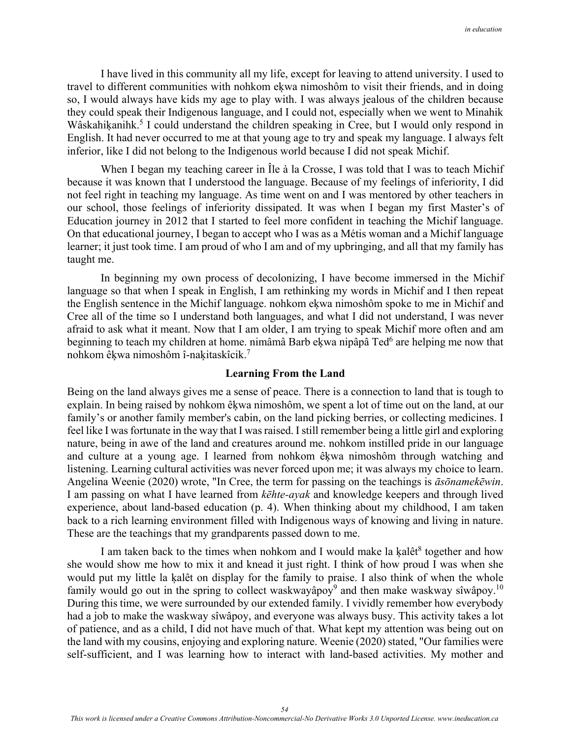I have lived in this community all my life, except for leaving to attend university. I used to travel to different communities with nohkom eķwa nimoshôm to visit their friends, and in doing so, I would always have kids my age to play with. I was always jealous of the children because they could speak their Indigenous language, and I could not, especially when we went to Minahik Wâskahiķanihk.[5] I could understand the children speaking in Cree, but I would only respond in English. It had never occurred to me at that young age to try and speak my language. I always felt inferior, like I did not belong to the Indigenous world because I did not speak Michif.

When I began my teaching career in Île à la Crosse, I was told that I was to teach Michif because it was known that I understood the language. Because of my feelings of inferiority, I did not feel right in teaching my language. As time went on and I was mentored by other teachers in our school, those feelings of inferiority dissipated. It was when I began my first Master's of Education journey in 2012 that I started to feel more confident in teaching the Michif language. On that educational journey, I began to accept who I was as a Métis woman and a Michif language learner; it just took time. I am proud of who I am and of my upbringing, and all that my family has taught me.

In beginning my own process of decolonizing, I have become immersed in the Michif language so that when I speak in English, I am rethinking my words in Michif and I then repeat the English sentence in the Michif language. nohkom eķwa nimoshôm spoke to me in Michif and Cree all of the time so I understand both languages, and what I did not understand, I was never afraid to ask what it meant. Now that I am older, I am trying to speak Michif more often and am beginning to teach my children at home. nimâmâ Barb eķwa nipâpâ Ted[6] are helping me now that nohkom êķwa nimoshôm î-naķitaskîcik.[7]

## Learning From the Land

Being on the land always gives me a sense of peace. There is a connection to land that is tough to explain. In being raised by nohkom êķwa nimoshôm, we spent a lot of time out on the land, at our family's or another family member's cabin, on the land picking berries, or collecting medicines. I feel like I was fortunate in the way that I was raised. I still remember being a little girl and exploring nature, being in awe of the land and creatures around me. nohkom instilled pride in our language and culture at a young age. I learned from nohkom êķwa nimoshôm through watching and listening. Learning cultural activities was never forced upon me; it was always my choice to learn. Angelina Weenie (2020) wrote, "In Cree, the term for passing on the teachings is *āsōnamekēwin*. I am passing on what I have learned from *kēhte-ayak* and knowledge keepers and through lived experience, about land-based education (p. 4). When thinking about my childhood, I am taken back to a rich learning environment filled with Indigenous ways of knowing and living in nature. These are the teachings that my grandparents passed down to me.

I am taken back to the times when nohkom and I would make la ķalêt[8] together and how she would show me how to mix it and knead it just right. I think of how proud I was when she would put my little la ķalêt on display for the family to praise. I also think of when the whole family would go out in the spring to collect waskwayâpoy[9] and then make waskway sîwâpoy.[10] During this time, we were surrounded by our extended family. I vividly remember how everybody had a job to make the waskway sîwâpoy, and everyone was always busy. This activity takes a lot of patience, and as a child, I did not have much of that. What kept my attention was being out on the land with my cousins, enjoying and exploring nature. Weenie (2020) stated, "Our families were self-sufficient, and I was learning how to interact with land-based activities. My mother and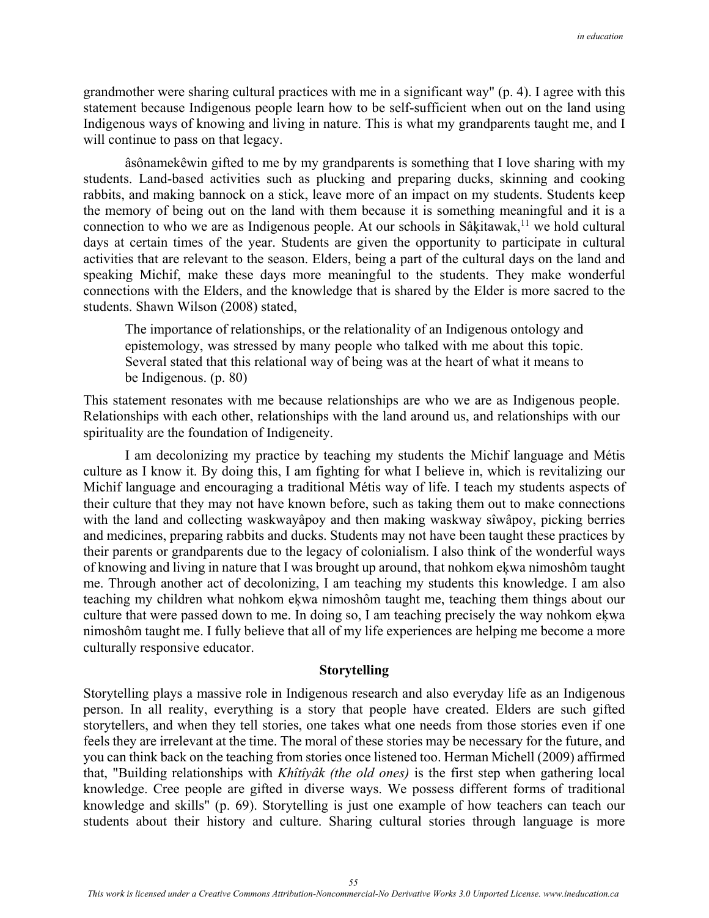grandmother were sharing cultural practices with me in a significant way" (p. 4). I agree with this statement because Indigenous people learn how to be self-sufficient when out on the land using Indigenous ways of knowing and living in nature. This is what my grandparents taught me, and I will continue to pass on that legacy.

âsônamekêwin gifted to me by my grandparents is something that I love sharing with my students. Land-based activities such as plucking and preparing ducks, skinning and cooking rabbits, and making bannock on a stick, leave more of an impact on my students. Students keep the memory of being out on the land with them because it is something meaningful and it is a connection to who we are as Indigenous people. At our schools in Sâḳitawak,[11] we hold cultural days at certain times of the year. Students are given the opportunity to participate in cultural activities that are relevant to the season. Elders, being a part of the cultural days on the land and speaking Michif, make these days more meaningful to the students. They make wonderful connections with the Elders, and the knowledge that is shared by the Elder is more sacred to the students. Shawn Wilson (2008) stated,

> The importance of relationships, or the relationality of an Indigenous ontology and epistemology, was stressed by many people who talked with me about this topic. Several stated that this relational way of being was at the heart of what it means to be Indigenous. (p. 80)

This statement resonates with me because relationships are who we are as Indigenous people. Relationships with each other, relationships with the land around us, and relationships with our spirituality are the foundation of Indigeneity.

I am decolonizing my practice by teaching my students the Michif language and Métis culture as I know it. By doing this, I am fighting for what I believe in, which is revitalizing our Michif language and encouraging a traditional Métis way of life. I teach my students aspects of their culture that they may not have known before, such as taking them out to make connections with the land and collecting waskwayâpoy and then making waskway sîwâpoy, picking berries and medicines, preparing rabbits and ducks. Students may not have been taught these practices by their parents or grandparents due to the legacy of colonialism. I also think of the wonderful ways of knowing and living in nature that I was brought up around, that nohkom eḳwa nimoshôm taught me. Through another act of decolonizing, I am teaching my students this knowledge. I am also teaching my children what nohkom eḳwa nimoshôm taught me, teaching them things about our culture that were passed down to me. In doing so, I am teaching precisely the way nohkom eḳwa nimoshôm taught me. I fully believe that all of my life experiences are helping me become a more culturally responsive educator.

## Storytelling

Storytelling plays a massive role in Indigenous research and also everyday life as an Indigenous person. In all reality, everything is a story that people have created. Elders are such gifted storytellers, and when they tell stories, one takes what one needs from those stories even if one feels they are irrelevant at the time. The moral of these stories may be necessary for the future, and you can think back on the teaching from stories once listened too. Herman Michell (2009) affirmed that, "Building relationships with *Khîtîyâk (the old ones)* is the first step when gathering local knowledge. Cree people are gifted in diverse ways. We possess different forms of traditional knowledge and skills" (p. 69). Storytelling is just one example of how teachers can teach our students about their history and culture. Sharing cultural stories through language is more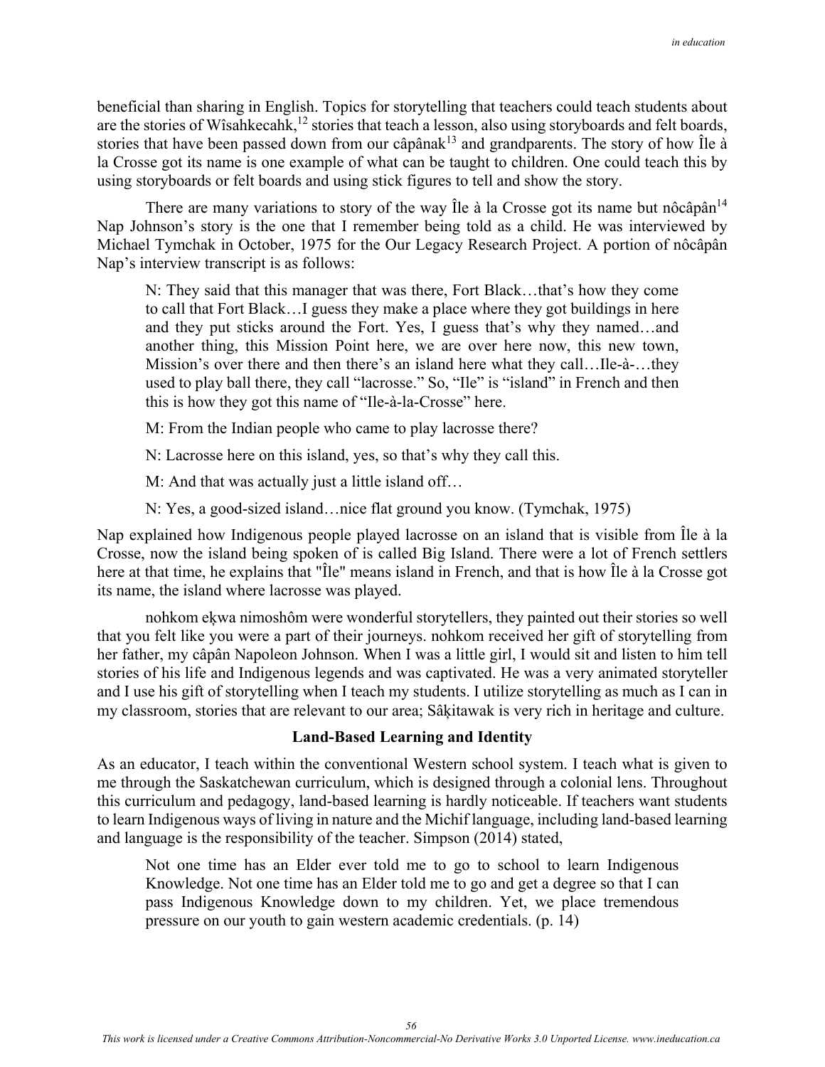beneficial than sharing in English. Topics for storytelling that teachers could teach students about are the stories of Wîsahkecahk,[12] stories that teach a lesson, also using storyboards and felt boards, stories that have been passed down from our câpânak[13] and grandparents. The story of how Île à la Crosse got its name is one example of what can be taught to children. One could teach this by using storyboards or felt boards and using stick figures to tell and show the story.

There are many variations to story of the way Île à la Crosse got its name but nôcâpân[14] Nap Johnson's story is the one that I remember being told as a child. He was interviewed by Michael Tymchak in October, 1975 for the Our Legacy Research Project. A portion of nôcâpân Nap's interview transcript is as follows:

> N: They said that this manager that was there, Fort Black…that's how they come to call that Fort Black…I guess they make a place where they got buildings in here and they put sticks around the Fort. Yes, I guess that's why they named…and another thing, this Mission Point here, we are over here now, this new town, Mission's over there and then there's an island here what they call…Ile-à-…they used to play ball there, they call "lacrosse." So, "Ile" is "island" in French and then this is how they got this name of "Ile-à-la-Crosse" here.
>
> M: From the Indian people who came to play lacrosse there?
>
> N: Lacrosse here on this island, yes, so that's why they call this.
>
> M: And that was actually just a little island off…
>
> N: Yes, a good-sized island…nice flat ground you know. (Tymchak, 1975)

Nap explained how Indigenous people played lacrosse on an island that is visible from Île à la Crosse, now the island being spoken of is called Big Island. There were a lot of French settlers here at that time, he explains that "Île" means island in French, and that is how Île à la Crosse got its name, the island where lacrosse was played.

nohkom eḳwa nimoshôm were wonderful storytellers, they painted out their stories so well that you felt like you were a part of their journeys. nohkom received her gift of storytelling from her father, my câpân Napoleon Johnson. When I was a little girl, I would sit and listen to him tell stories of his life and Indigenous legends and was captivated. He was a very animated storyteller and I use his gift of storytelling when I teach my students. I utilize storytelling as much as I can in my classroom, stories that are relevant to our area; Sâḳitawak is very rich in heritage and culture.

## Land-Based Learning and Identity

As an educator, I teach within the conventional Western school system. I teach what is given to me through the Saskatchewan curriculum, which is designed through a colonial lens. Throughout this curriculum and pedagogy, land-based learning is hardly noticeable. If teachers want students to learn Indigenous ways of living in nature and the Michif language, including land-based learning and language is the responsibility of the teacher. Simpson (2014) stated,

> Not one time has an Elder ever told me to go to school to learn Indigenous Knowledge. Not one time has an Elder told me to go and get a degree so that I can pass Indigenous Knowledge down to my children. Yet, we place tremendous pressure on our youth to gain western academic credentials. (p. 14)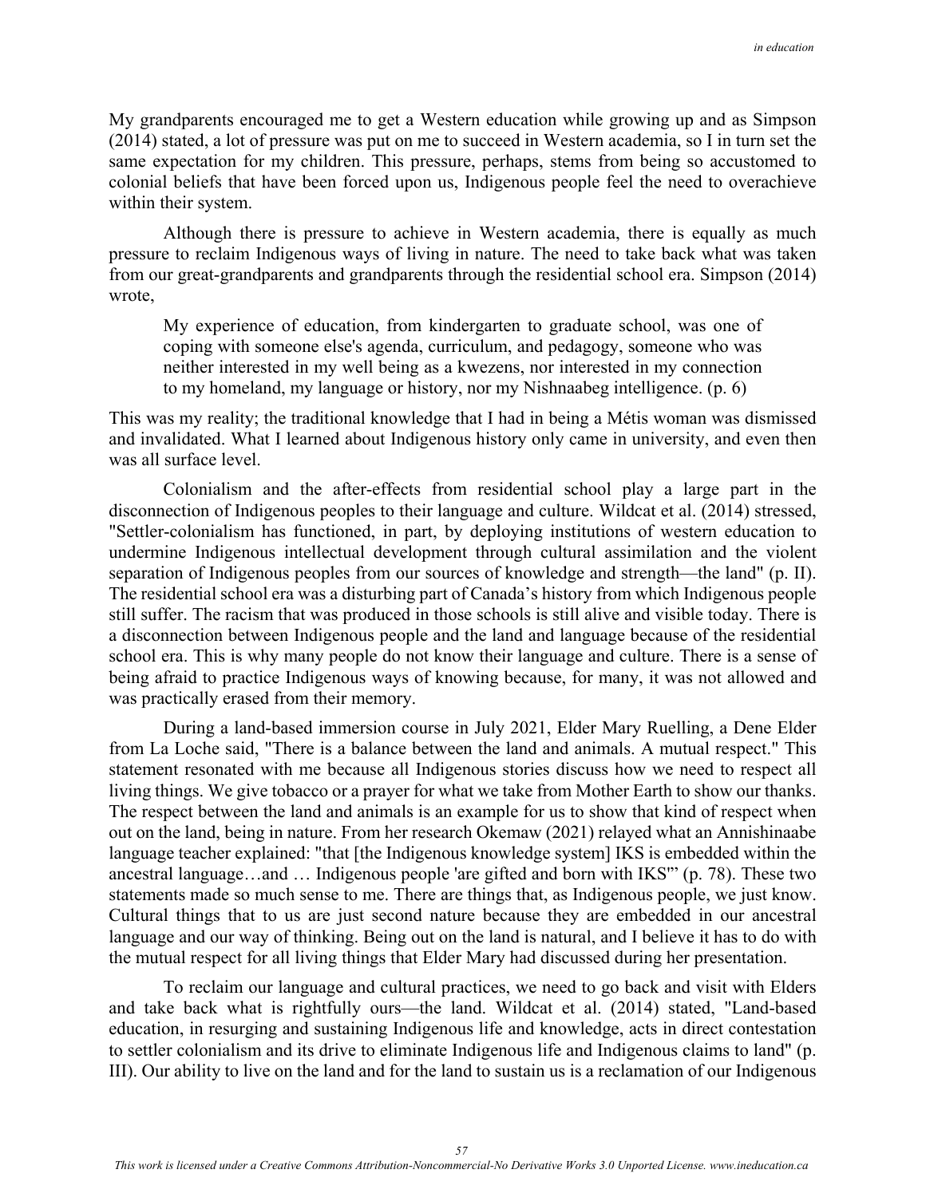My grandparents encouraged me to get a Western education while growing up and as Simpson (2014) stated, a lot of pressure was put on me to succeed in Western academia, so I in turn set the same expectation for my children. This pressure, perhaps, stems from being so accustomed to colonial beliefs that have been forced upon us, Indigenous people feel the need to overachieve within their system.

Although there is pressure to achieve in Western academia, there is equally as much pressure to reclaim Indigenous ways of living in nature. The need to take back what was taken from our great-grandparents and grandparents through the residential school era. Simpson (2014) wrote,

> My experience of education, from kindergarten to graduate school, was one of coping with someone else's agenda, curriculum, and pedagogy, someone who was neither interested in my well being as a kwezens, nor interested in my connection to my homeland, my language or history, nor my Nishnaabeg intelligence. (p. 6)

This was my reality; the traditional knowledge that I had in being a Métis woman was dismissed and invalidated. What I learned about Indigenous history only came in university, and even then was all surface level.

Colonialism and the after-effects from residential school play a large part in the disconnection of Indigenous peoples to their language and culture. Wildcat et al. (2014) stressed, "Settler-colonialism has functioned, in part, by deploying institutions of western education to undermine Indigenous intellectual development through cultural assimilation and the violent separation of Indigenous peoples from our sources of knowledge and strength—the land" (p. II). The residential school era was a disturbing part of Canada's history from which Indigenous people still suffer. The racism that was produced in those schools is still alive and visible today. There is a disconnection between Indigenous people and the land and language because of the residential school era. This is why many people do not know their language and culture. There is a sense of being afraid to practice Indigenous ways of knowing because, for many, it was not allowed and was practically erased from their memory.

During a land-based immersion course in July 2021, Elder Mary Ruelling, a Dene Elder from La Loche said, "There is a balance between the land and animals. A mutual respect." This statement resonated with me because all Indigenous stories discuss how we need to respect all living things. We give tobacco or a prayer for what we take from Mother Earth to show our thanks. The respect between the land and animals is an example for us to show that kind of respect when out on the land, being in nature. From her research Okemaw (2021) relayed what an Annishinaabe language teacher explained: "that [the Indigenous knowledge system] IKS is embedded within the ancestral language…and … Indigenous people 'are gifted and born with IKS'" (p. 78). These two statements made so much sense to me. There are things that, as Indigenous people, we just know. Cultural things that to us are just second nature because they are embedded in our ancestral language and our way of thinking. Being out on the land is natural, and I believe it has to do with the mutual respect for all living things that Elder Mary had discussed during her presentation.

To reclaim our language and cultural practices, we need to go back and visit with Elders and take back what is rightfully ours—the land. Wildcat et al. (2014) stated, "Land-based education, in resurging and sustaining Indigenous life and knowledge, acts in direct contestation to settler colonialism and its drive to eliminate Indigenous life and Indigenous claims to land" (p. III). Our ability to live on the land and for the land to sustain us is a reclamation of our Indigenous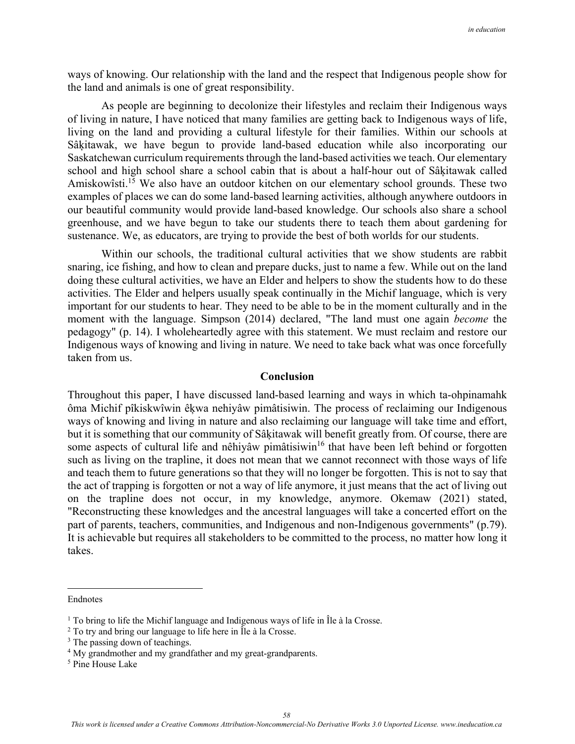ways of knowing. Our relationship with the land and the respect that Indigenous people show for the land and animals is one of great responsibility.

As people are beginning to decolonize their lifestyles and reclaim their Indigenous ways of living in nature, I have noticed that many families are getting back to Indigenous ways of life, living on the land and providing a cultural lifestyle for their families. Within our schools at Sâḳitawak, we have begun to provide land-based education while also incorporating our Saskatchewan curriculum requirements through the land-based activities we teach. Our elementary school and high school share a school cabin that is about a half-hour out of Sâḳitawak called Amiskowîsti.[15] We also have an outdoor kitchen on our elementary school grounds. These two examples of places we can do some land-based learning activities, although anywhere outdoors in our beautiful community would provide land-based knowledge. Our schools also share a school greenhouse, and we have begun to take our students there to teach them about gardening for sustenance. We, as educators, are trying to provide the best of both worlds for our students.

Within our schools, the traditional cultural activities that we show students are rabbit snaring, ice fishing, and how to clean and prepare ducks, just to name a few. While out on the land doing these cultural activities, we have an Elder and helpers to show the students how to do these activities. The Elder and helpers usually speak continually in the Michif language, which is very important for our students to hear. They need to be able to be in the moment culturally and in the moment with the language. Simpson (2014) declared, "The land must one again *become* the pedagogy" (p. 14). I wholeheartedly agree with this statement. We must reclaim and restore our Indigenous ways of knowing and living in nature. We need to take back what was once forcefully taken from us.

## Conclusion

Throughout this paper, I have discussed land-based learning and ways in which ta-ohpinamahk ôma Michif pîkiskwîwin êḳwa nehiyâw pimâtisiwin. The process of reclaiming our Indigenous ways of knowing and living in nature and also reclaiming our language will take time and effort, but it is something that our community of Sâḳitawak will benefit greatly from. Of course, there are some aspects of cultural life and nêhiyâw pimâtisiwin[16] that have been left behind or forgotten such as living on the trapline, it does not mean that we cannot reconnect with those ways of life and teach them to future generations so that they will no longer be forgotten. This is not to say that the act of trapping is forgotten or not a way of life anymore, it just means that the act of living out on the trapline does not occur, in my knowledge, anymore. Okemaw (2021) stated, "Reconstructing these knowledges and the ancestral languages will take a concerted effort on the part of parents, teachers, communities, and Indigenous and non-Indigenous governments" (p.79). It is achievable but requires all stakeholders to be committed to the process, no matter how long it takes.

---

Endnotes

[1] To bring to life the Michif language and Indigenous ways of life in Île à la Crosse.

[2] To try and bring our language to life here in Île à la Crosse.

[3] The passing down of teachings.

[4] My grandmother and my grandfather and my great-grandparents.

[5] Pine House Lake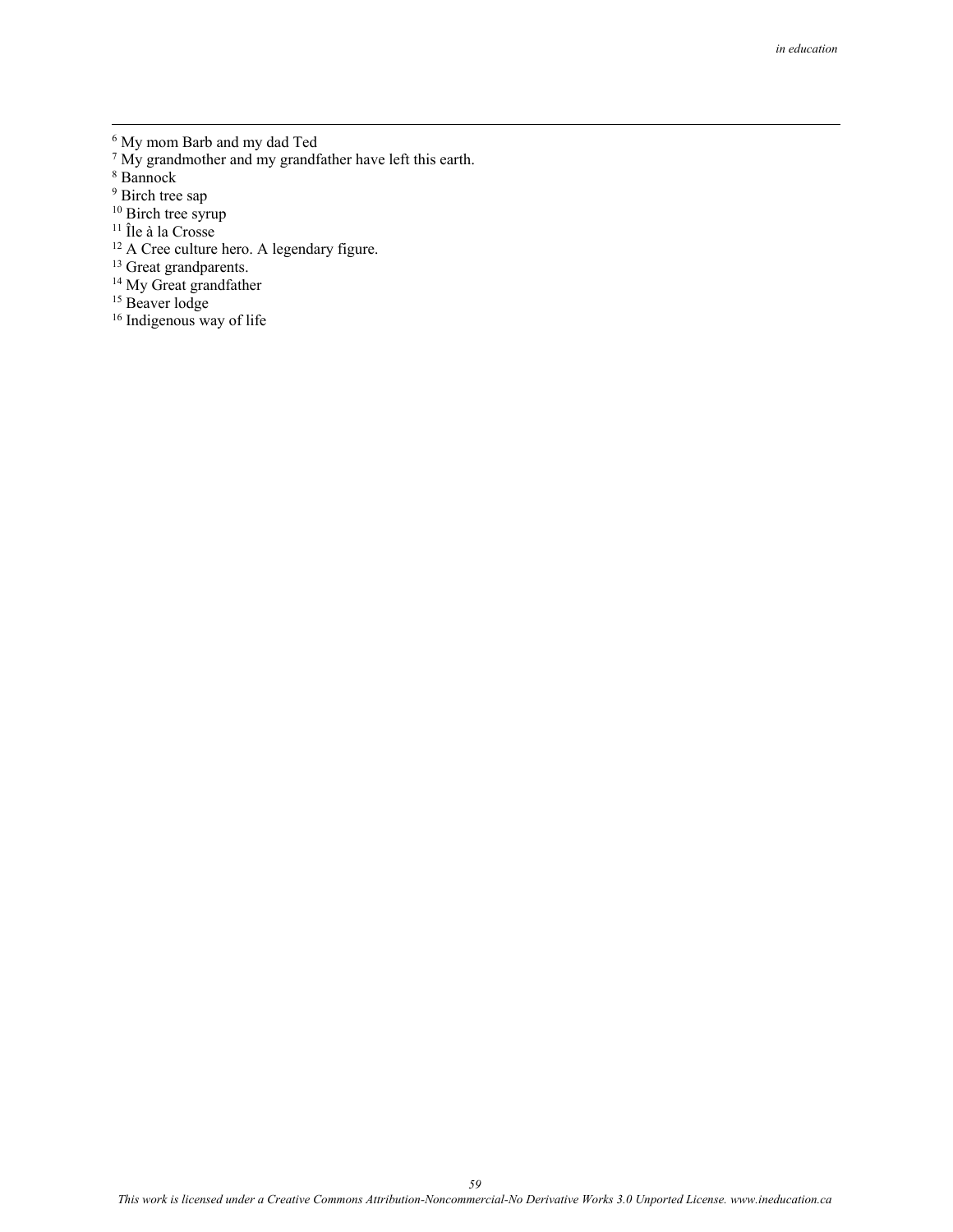[6] My mom Barb and my dad Ted

[7] My grandmother and my grandfather have left this earth.

[8] Bannock

[9] Birch tree sap

[10] Birch tree syrup

[11] Île à la Crosse

[12] A Cree culture hero. A legendary figure.

[13] Great grandparents.

[14] My Great grandfather

[15] Beaver lodge

[16] Indigenous way of life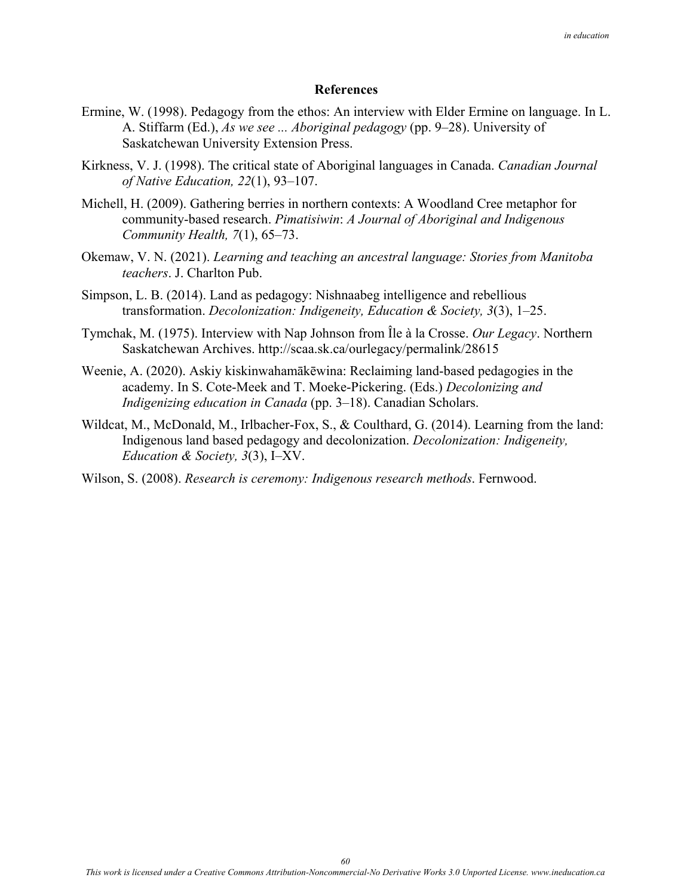## References

Ermine, W. (1998). Pedagogy from the ethos: An interview with Elder Ermine on language. In L. A. Stiffarm (Ed.), *As we see ... Aboriginal pedagogy* (pp. 9–28). University of Saskatchewan University Extension Press.

Kirkness, V. J. (1998). The critical state of Aboriginal languages in Canada. *Canadian Journal of Native Education, 22*(1), 93–107.

Michell, H. (2009). Gathering berries in northern contexts: A Woodland Cree metaphor for community-based research. *Pimatisiwin*: *A Journal of Aboriginal and Indigenous Community Health, 7*(1), 65–73.

Okemaw, V. N. (2021). *Learning and teaching an ancestral language: Stories from Manitoba teachers*. J. Charlton Pub.

Simpson, L. B. (2014). Land as pedagogy: Nishnaabeg intelligence and rebellious transformation. *Decolonization: Indigeneity, Education & Society, 3*(3), 1–25.

Tymchak, M. (1975). Interview with Nap Johnson from Île à la Crosse. *Our Legacy*. Northern Saskatchewan Archives. http://scaa.sk.ca/ourlegacy/permalink/28615

Weenie, A. (2020). Askiy kiskinwahamākēwina: Reclaiming land-based pedagogies in the academy. In S. Cote-Meek and T. Moeke-Pickering. (Eds.) *Decolonizing and Indigenizing education in Canada* (pp. 3–18). Canadian Scholars.

Wildcat, M., McDonald, M., Irlbacher-Fox, S., & Coulthard, G. (2014). Learning from the land: Indigenous land based pedagogy and decolonization. *Decolonization: Indigeneity, Education & Society, 3*(3), I–XV.

Wilson, S. (2008). *Research is ceremony: Indigenous research methods*. Fernwood.